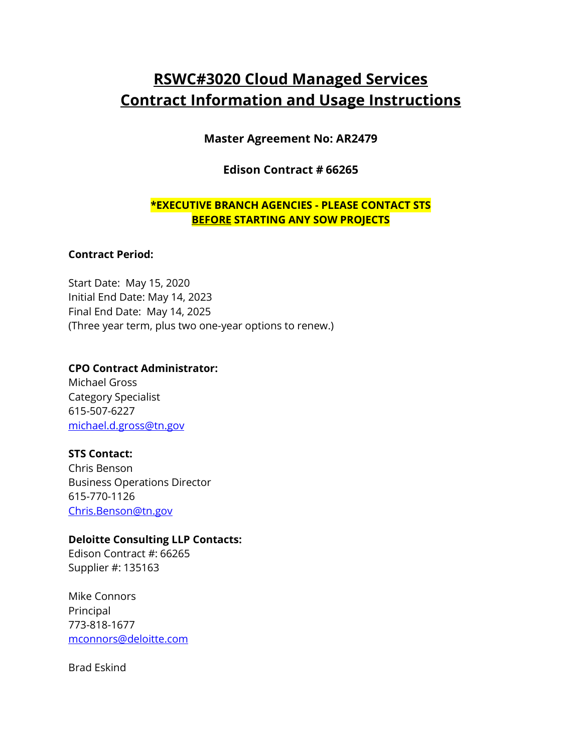# RSWC#3020 Cloud Managed Services
# Contract Information and Usage Instructions

**Master Agreement No: AR2479**

**Edison Contract # 66265**

**\*EXECUTIVE BRANCH AGENCIES - PLEASE CONTACT STS BEFORE STARTING ANY SOW PROJECTS**

**Contract Period:**

Start Date: May 15, 2020
Initial End Date: May 14, 2023
Final End Date: May 14, 2025
(Three year term, plus two one-year options to renew.)

**CPO Contract Administrator:**
Michael Gross
Category Specialist
615-507-6227
michael.d.gross@tn.gov

**STS Contact:**
Chris Benson
Business Operations Director
615-770-1126
Chris.Benson@tn.gov

**Deloitte Consulting LLP Contacts:**
Edison Contract #: 66265
Supplier #: 135163

Mike Connors
Principal
773-818-1677
mconnors@deloitte.com

Brad Eskind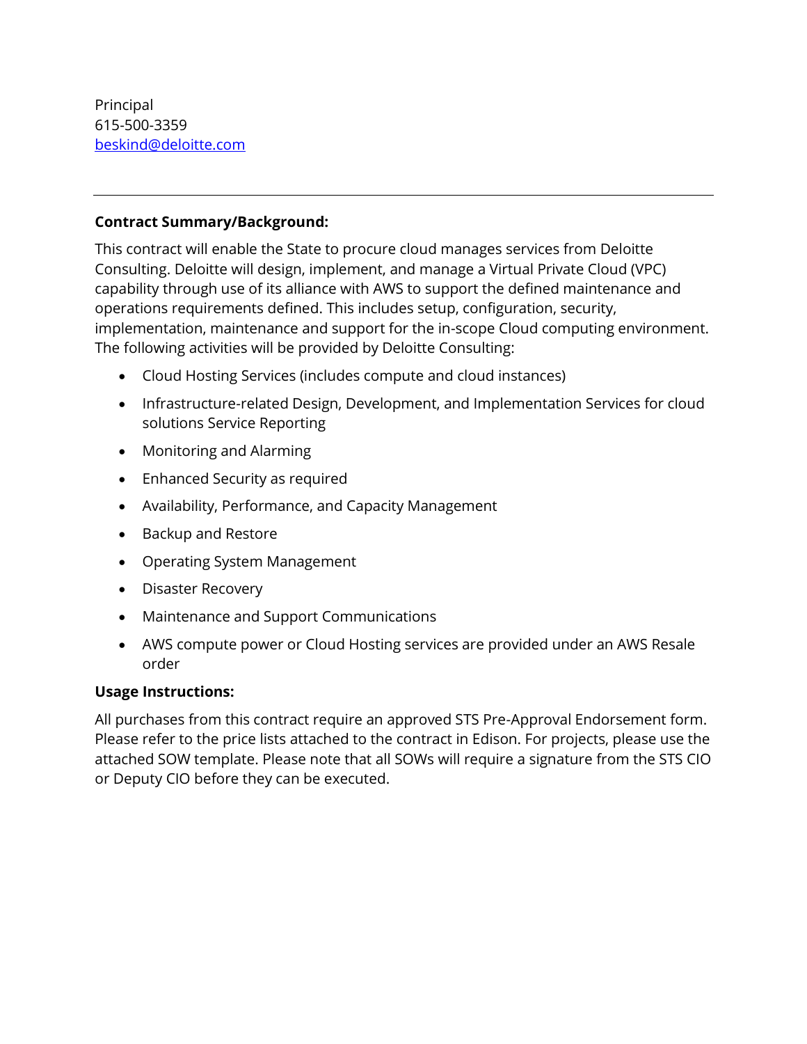Principal
615-500-3359
beskind@deloitte.com

---

**Contract Summary/Background:**

This contract will enable the State to procure cloud manages services from Deloitte Consulting. Deloitte will design, implement, and manage a Virtual Private Cloud (VPC) capability through use of its alliance with AWS to support the defined maintenance and operations requirements defined. This includes setup, configuration, security, implementation, maintenance and support for the in-scope Cloud computing environment. The following activities will be provided by Deloitte Consulting:

- Cloud Hosting Services (includes compute and cloud instances)
- Infrastructure-related Design, Development, and Implementation Services for cloud solutions Service Reporting
- Monitoring and Alarming
- Enhanced Security as required
- Availability, Performance, and Capacity Management
- Backup and Restore
- Operating System Management
- Disaster Recovery
- Maintenance and Support Communications
- AWS compute power or Cloud Hosting services are provided under an AWS Resale order

**Usage Instructions:**

All purchases from this contract require an approved STS Pre-Approval Endorsement form. Please refer to the price lists attached to the contract in Edison. For projects, please use the attached SOW template. Please note that all SOWs will require a signature from the STS CIO or Deputy CIO before they can be executed.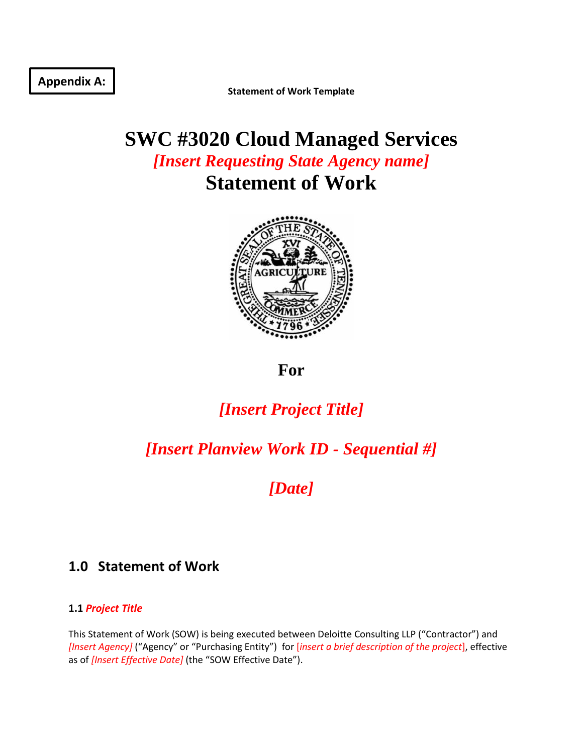**Appendix A:**

**Statement of Work Template**

# SWC #3020 Cloud Managed Services

## *[Insert Requesting State Agency name]*

# Statement of Work

**For**

## *[Insert Project Title]*

## *[Insert Planview Work ID - Sequential #]*

## *[Date]*

## 1.0 Statement of Work

### 1.1 *Project Title*

This Statement of Work (SOW) is being executed between Deloitte Consulting LLP ("Contractor") and *[Insert Agency]* ("Agency" or "Purchasing Entity") for [*insert a brief description of the project*], effective as of *[Insert Effective Date]* (the "SOW Effective Date").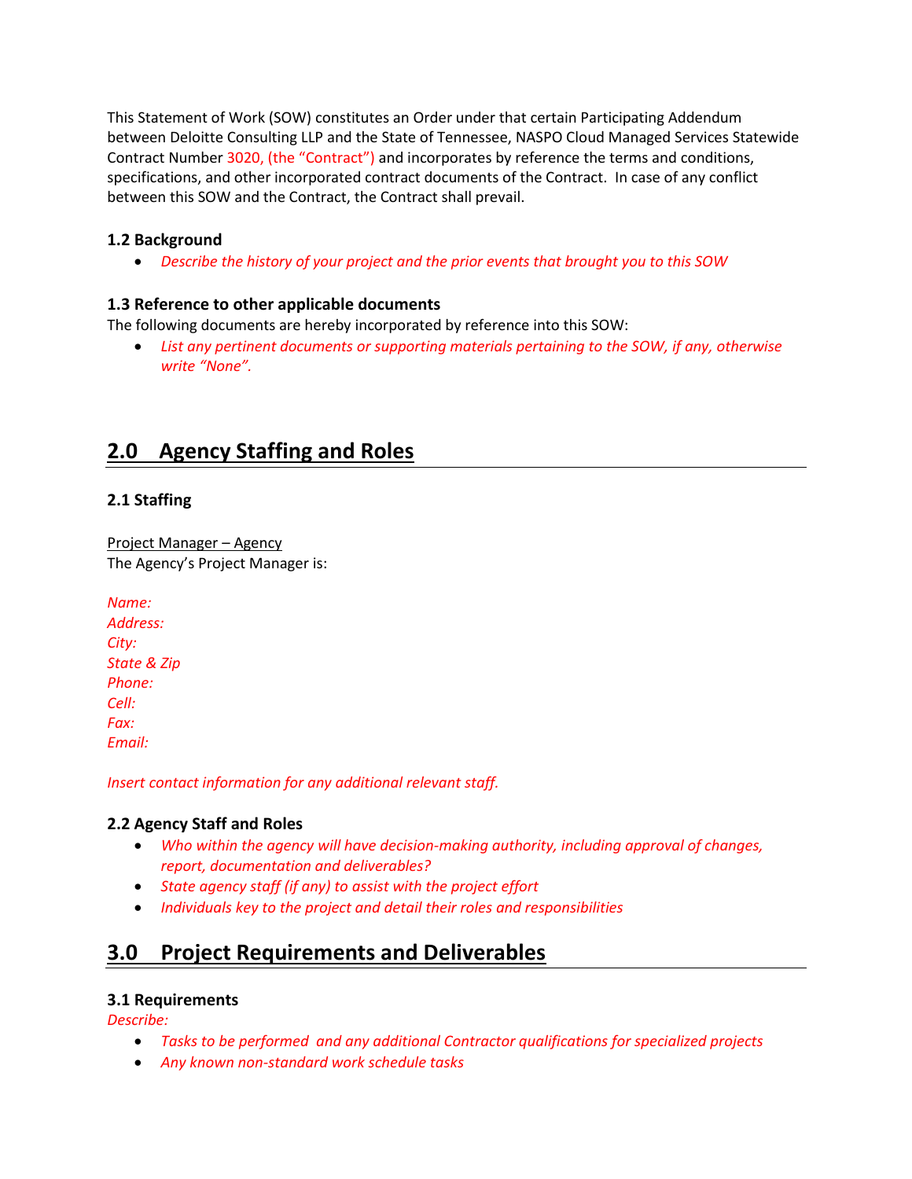This Statement of Work (SOW) constitutes an Order under that certain Participating Addendum between Deloitte Consulting LLP and the State of Tennessee, NASPO Cloud Managed Services Statewide Contract Number 3020, (the "Contract") and incorporates by reference the terms and conditions, specifications, and other incorporated contract documents of the Contract. In case of any conflict between this SOW and the Contract, the Contract shall prevail.

### 1.2 Background

- *Describe the history of your project and the prior events that brought you to this SOW*

### 1.3 Reference to other applicable documents

The following documents are hereby incorporated by reference into this SOW:

- *List any pertinent documents or supporting materials pertaining to the SOW, if any, otherwise write "None".*

## 2.0 Agency Staffing and Roles

### 2.1 Staffing

Project Manager – Agency

The Agency's Project Manager is:

*Name:*
*Address:*
*City:*
*State & Zip*
*Phone:*
*Cell:*
*Fax:*
*Email:*

*Insert contact information for any additional relevant staff.*

### 2.2 Agency Staff and Roles

- *Who within the agency will have decision-making authority, including approval of changes, report, documentation and deliverables?*
- *State agency staff (if any) to assist with the project effort*
- *Individuals key to the project and detail their roles and responsibilities*

## 3.0 Project Requirements and Deliverables

### 3.1 Requirements

*Describe:*

- *Tasks to be performed and any additional Contractor qualifications for specialized projects*
- *Any known non-standard work schedule tasks*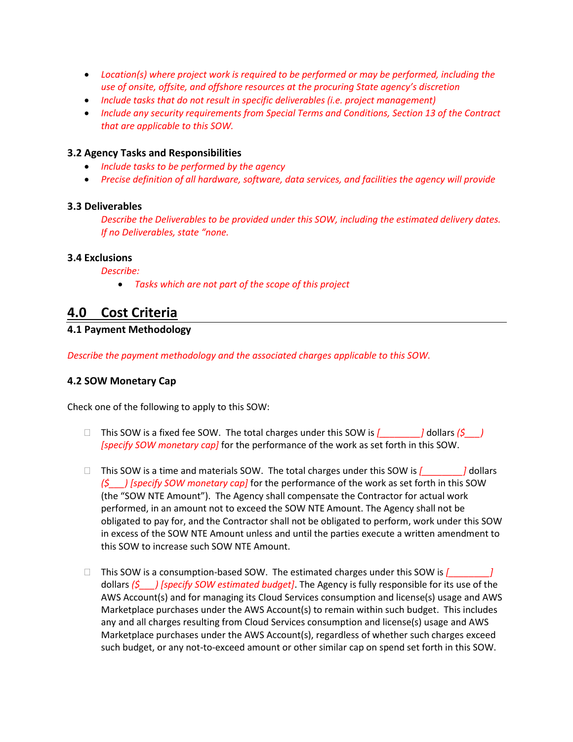- *Location(s) where project work is required to be performed or may be performed, including the use of onsite, offsite, and offshore resources at the procuring State agency's discretion*
- *Include tasks that do not result in specific deliverables (i.e. project management)*
- *Include any security requirements from Special Terms and Conditions, Section 13 of the Contract that are applicable to this SOW.*

### 3.2 Agency Tasks and Responsibilities

- *Include tasks to be performed by the agency*
- *Precise definition of all hardware, software, data services, and facilities the agency will provide*

### 3.3 Deliverables

*Describe the Deliverables to be provided under this SOW, including the estimated delivery dates. If no Deliverables, state "none.*

### 3.4 Exclusions

*Describe:*

- *Tasks which are not part of the scope of this project*

## 4.0 Cost Criteria

### 4.1 Payment Methodology

*Describe the payment methodology and the associated charges applicable to this SOW.*

### 4.2 SOW Monetary Cap

Check one of the following to apply to this SOW:

☐ This SOW is a fixed fee SOW. The total charges under this SOW is *[________]* dollars *($___) [specify SOW monetary cap]* for the performance of the work as set forth in this SOW.

☐ This SOW is a time and materials SOW. The total charges under this SOW is *[________]* dollars *($___) [specify SOW monetary cap]* for the performance of the work as set forth in this SOW (the "SOW NTE Amount"). The Agency shall compensate the Contractor for actual work performed, in an amount not to exceed the SOW NTE Amount. The Agency shall not be obligated to pay for, and the Contractor shall not be obligated to perform, work under this SOW in excess of the SOW NTE Amount unless and until the parties execute a written amendment to this SOW to increase such SOW NTE Amount.

☐ This SOW is a consumption-based SOW. The estimated charges under this SOW is *[________]* dollars *($___) [specify SOW estimated budget]*. The Agency is fully responsible for its use of the AWS Account(s) and for managing its Cloud Services consumption and license(s) usage and AWS Marketplace purchases under the AWS Account(s) to remain within such budget. This includes any and all charges resulting from Cloud Services consumption and license(s) usage and AWS Marketplace purchases under the AWS Account(s), regardless of whether such charges exceed such budget, or any not-to-exceed amount or other similar cap on spend set forth in this SOW.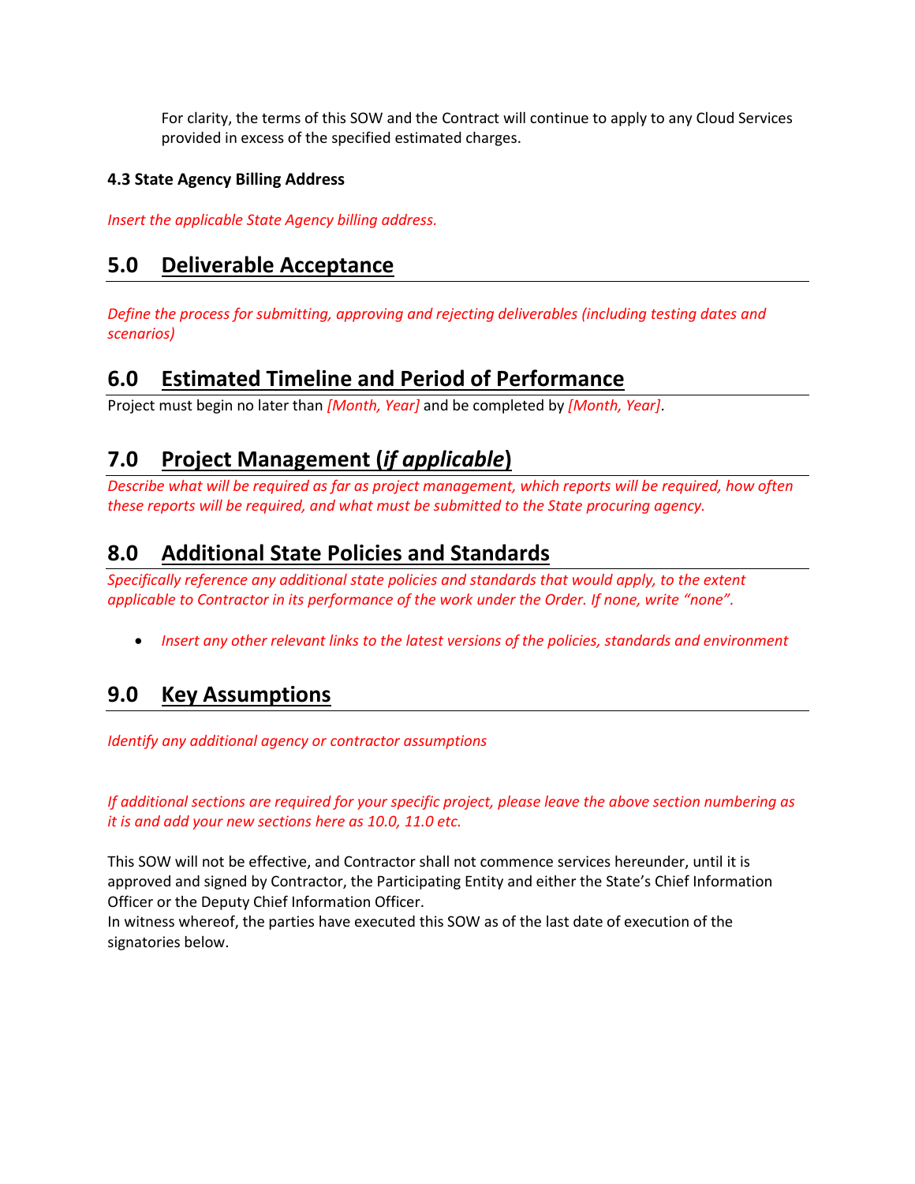For clarity, the terms of this SOW and the Contract will continue to apply to any Cloud Services provided in excess of the specified estimated charges.

**4.3 State Agency Billing Address**

*Insert the applicable State Agency billing address.*

## 5.0 Deliverable Acceptance

*Define the process for submitting, approving and rejecting deliverables (including testing dates and scenarios)*

## 6.0 Estimated Timeline and Period of Performance

Project must begin no later than *[Month, Year]* and be completed by *[Month, Year]*.

## 7.0 Project Management (*if applicable*)

*Describe what will be required as far as project management, which reports will be required, how often these reports will be required, and what must be submitted to the State procuring agency.*

## 8.0 Additional State Policies and Standards

*Specifically reference any additional state policies and standards that would apply, to the extent applicable to Contractor in its performance of the work under the Order. If none, write "none".*

- *Insert any other relevant links to the latest versions of the policies, standards and environment*

## 9.0 Key Assumptions

*Identify any additional agency or contractor assumptions*

*If additional sections are required for your specific project, please leave the above section numbering as it is and add your new sections here as 10.0, 11.0 etc.*

This SOW will not be effective, and Contractor shall not commence services hereunder, until it is approved and signed by Contractor, the Participating Entity and either the State's Chief Information Officer or the Deputy Chief Information Officer.
In witness whereof, the parties have executed this SOW as of the last date of execution of the signatories below.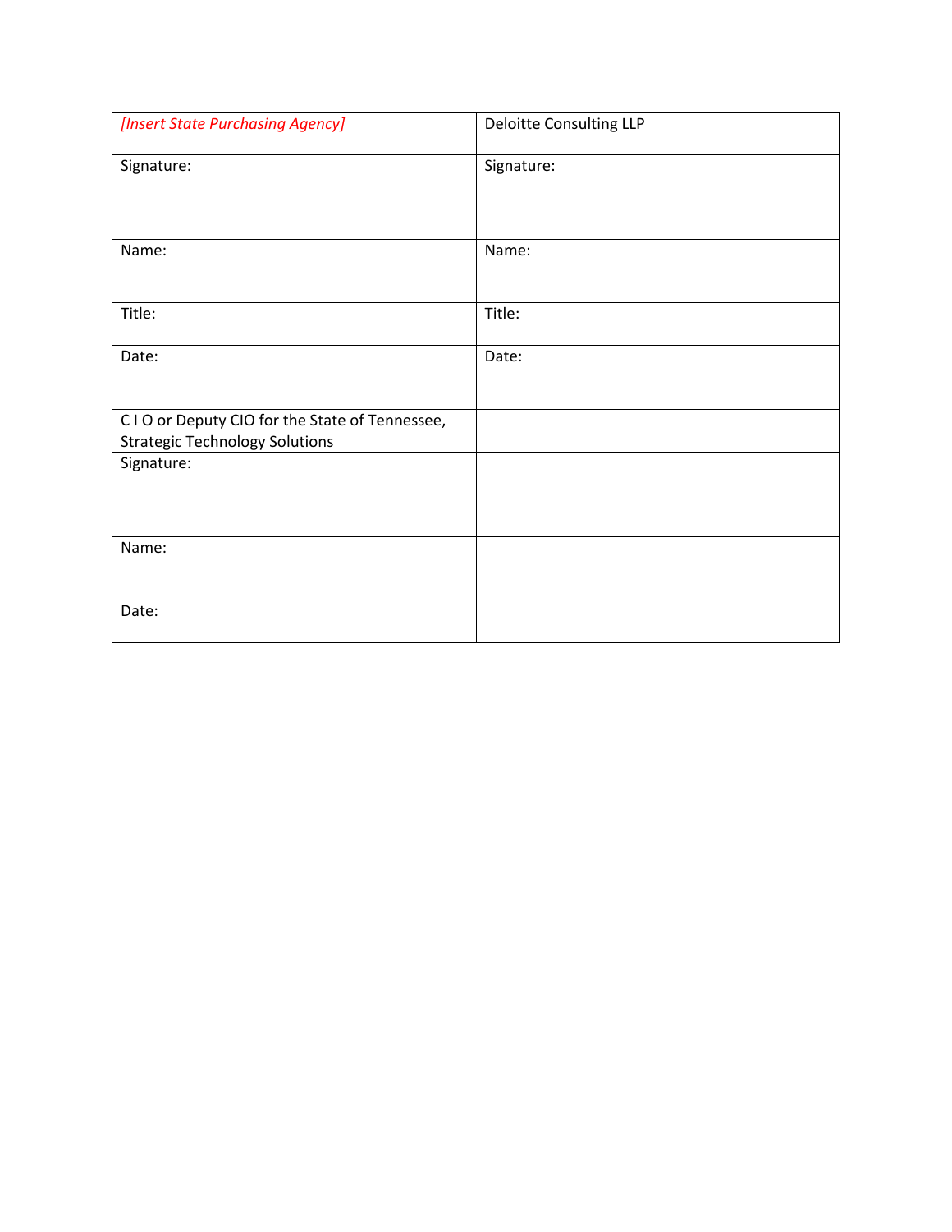| | |
|---|---|
| *[Insert State Purchasing Agency]* | Deloitte Consulting LLP |
| Signature: | Signature: |
| Name: | Name: |
| Title: | Title: |
| Date: | Date: |
| | |
| C I O or Deputy CIO for the State of Tennessee, Strategic Technology Solutions | |
| Signature: | |
| Name: | |
| Date: | |